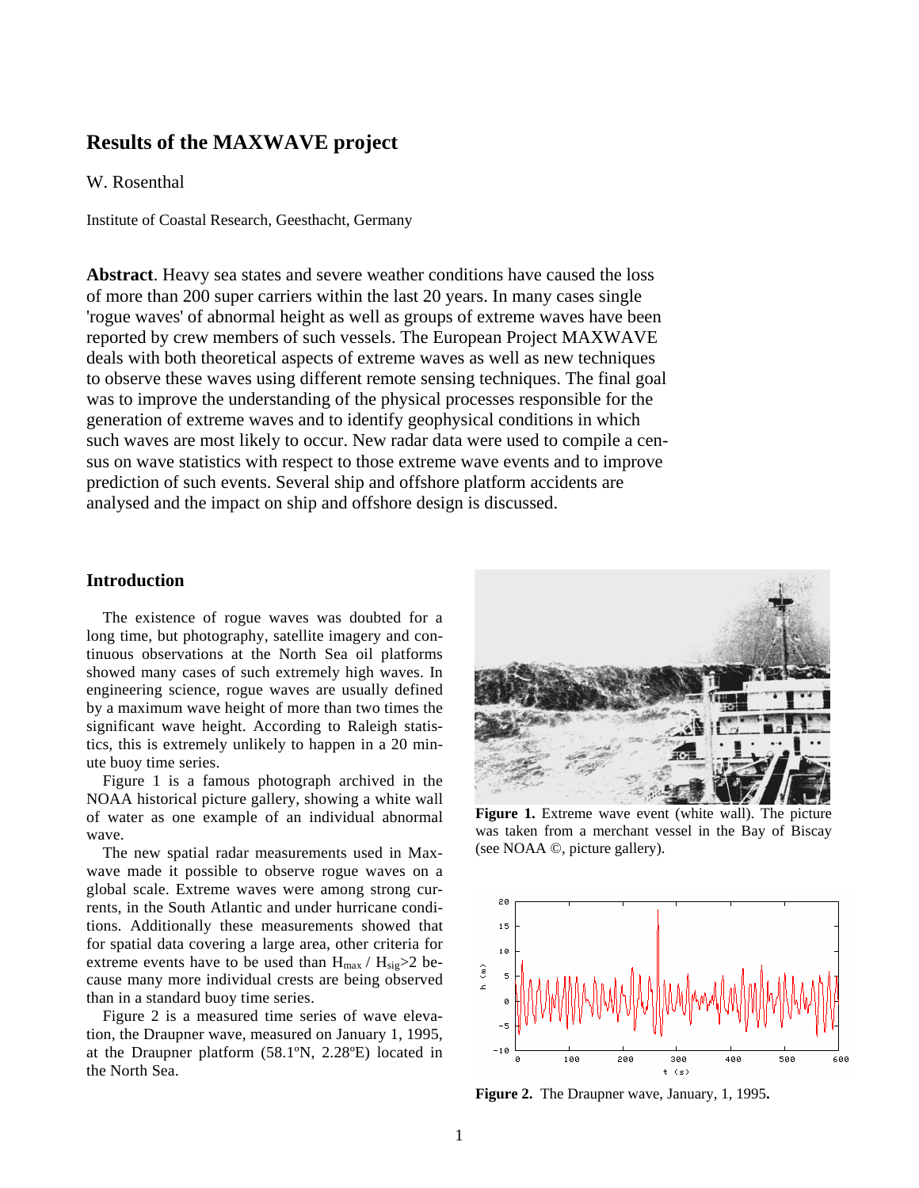# Results of the MAXWAVE project

W. Rosenthal

Institute of Coastal Research, Geesthacht, Germany

**Abstract**. Heavy sea states and severe weather conditions have caused the loss of more than 200 super carriers within the last 20 years. In many cases single 'rogue waves' of abnormal height as well as groups of extreme waves have been reported by crew members of such vessels. The European Project MAXWAVE deals with both theoretical aspects of extreme waves as well as new techniques to observe these waves using different remote sensing techniques. The final goal was to improve the understanding of the physical processes responsible for the generation of extreme waves and to identify geophysical conditions in which such waves are most likely to occur. New radar data were used to compile a census on wave statistics with respect to those extreme wave events and to improve prediction of such events. Several ship and offshore platform accidents are analysed and the impact on ship and offshore design is discussed.

## Introduction

The existence of rogue waves was doubted for a long time, but photography, satellite imagery and continuous observations at the North Sea oil platforms showed many cases of such extremely high waves. In engineering science, rogue waves are usually defined by a maximum wave height of more than two times the significant wave height. According to Raleigh statistics, this is extremely unlikely to happen in a 20 minute buoy time series.

Figure 1 is a famous photograph archived in the NOAA historical picture gallery, showing a white wall of water as one example of an individual abnormal wave.

The new spatial radar measurements used in Maxwave made it possible to observe rogue waves on a global scale. Extreme waves were among strong currents, in the South Atlantic and under hurricane conditions. Additionally these measurements showed that for spatial data covering a large area, other criteria for extreme events have to be used than $H_{max} / H_{sig} > 2$ because many more individual crests are being observed than in a standard buoy time series.

Figure 2 is a measured time series of wave elevation, the Draupner wave, measured on January 1, 1995, at the Draupner platform (58.1ºN, 2.28ºE) located in the North Sea.

**Figure 1.** Extreme wave event (white wall). The picture was taken from a merchant vessel in the Bay of Biscay (see NOAA ©, picture gallery).

**Figure 2.** The Draupner wave, January, 1, 1995.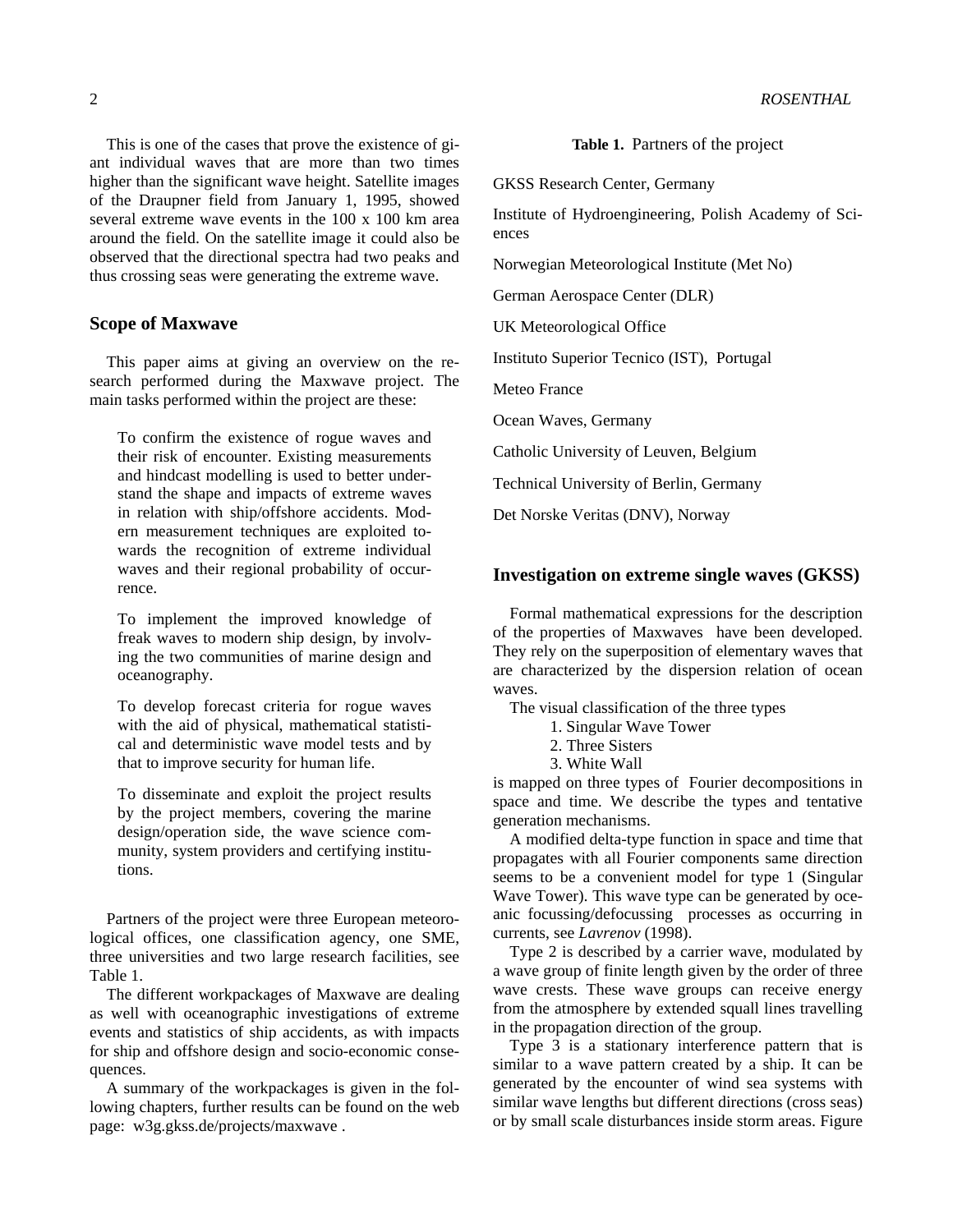This is one of the cases that prove the existence of giant individual waves that are more than two times higher than the significant wave height. Satellite images of the Draupner field from January 1, 1995, showed several extreme wave events in the 100 x 100 km area around the field. On the satellite image it could also be observed that the directional spectra had two peaks and thus crossing seas were generating the extreme wave.

## Scope of Maxwave

This paper aims at giving an overview on the research performed during the Maxwave project. The main tasks performed within the project are these:

> To confirm the existence of rogue waves and their risk of encounter. Existing measurements and hindcast modelling is used to better understand the shape and impacts of extreme waves in relation with ship/offshore accidents. Modern measurement techniques are exploited towards the recognition of extreme individual waves and their regional probability of occurrence.
>
> To implement the improved knowledge of freak waves to modern ship design, by involving the two communities of marine design and oceanography.
>
> To develop forecast criteria for rogue waves with the aid of physical, mathematical statistical and deterministic wave model tests and by that to improve security for human life.
>
> To disseminate and exploit the project results by the project members, covering the marine design/operation side, the wave science community, system providers and certifying institutions.

Partners of the project were three European meteorological offices, one classification agency, one SME, three universities and two large research facilities, see Table 1.

The different workpackages of Maxwave are dealing as well with oceanographic investigations of extreme events and statistics of ship accidents, as with impacts for ship and offshore design and socio-economic consequences.

A summary of the workpackages is given in the following chapters, further results can be found on the web page: w3g.gkss.de/projects/maxwave .

**Table 1.** Partners of the project

| Partners |
|---|
| GKSS Research Center, Germany |
| Institute of Hydroengineering, Polish Academy of Sciences |
| Norwegian Meteorological Institute (Met No) |
| German Aerospace Center (DLR) |
| UK Meteorological Office |
| Instituto Superior Tecnico (IST), Portugal |
| Meteo France |
| Ocean Waves, Germany |
| Catholic University of Leuven, Belgium |
| Technical University of Berlin, Germany |
| Det Norske Veritas (DNV), Norway |

## Investigation on extreme single waves (GKSS)

Formal mathematical expressions for the description of the properties of Maxwaves have been developed. They rely on the superposition of elementary waves that are characterized by the dispersion relation of ocean waves.

The visual classification of the three types

1. Singular Wave Tower
2. Three Sisters
3. White Wall

is mapped on three types of Fourier decompositions in space and time. We describe the types and tentative generation mechanisms.

A modified delta-type function in space and time that propagates with all Fourier components same direction seems to be a convenient model for type 1 (Singular Wave Tower). This wave type can be generated by oceanic focussing/defocussing processes as occurring in currents, see *Lavrenov* (1998).

Type 2 is described by a carrier wave, modulated by a wave group of finite length given by the order of three wave crests. These wave groups can receive energy from the atmosphere by extended squall lines travelling in the propagation direction of the group.

Type 3 is a stationary interference pattern that is similar to a wave pattern created by a ship. It can be generated by the encounter of wind sea systems with similar wave lengths but different directions (cross seas) or by small scale disturbances inside storm areas. Figure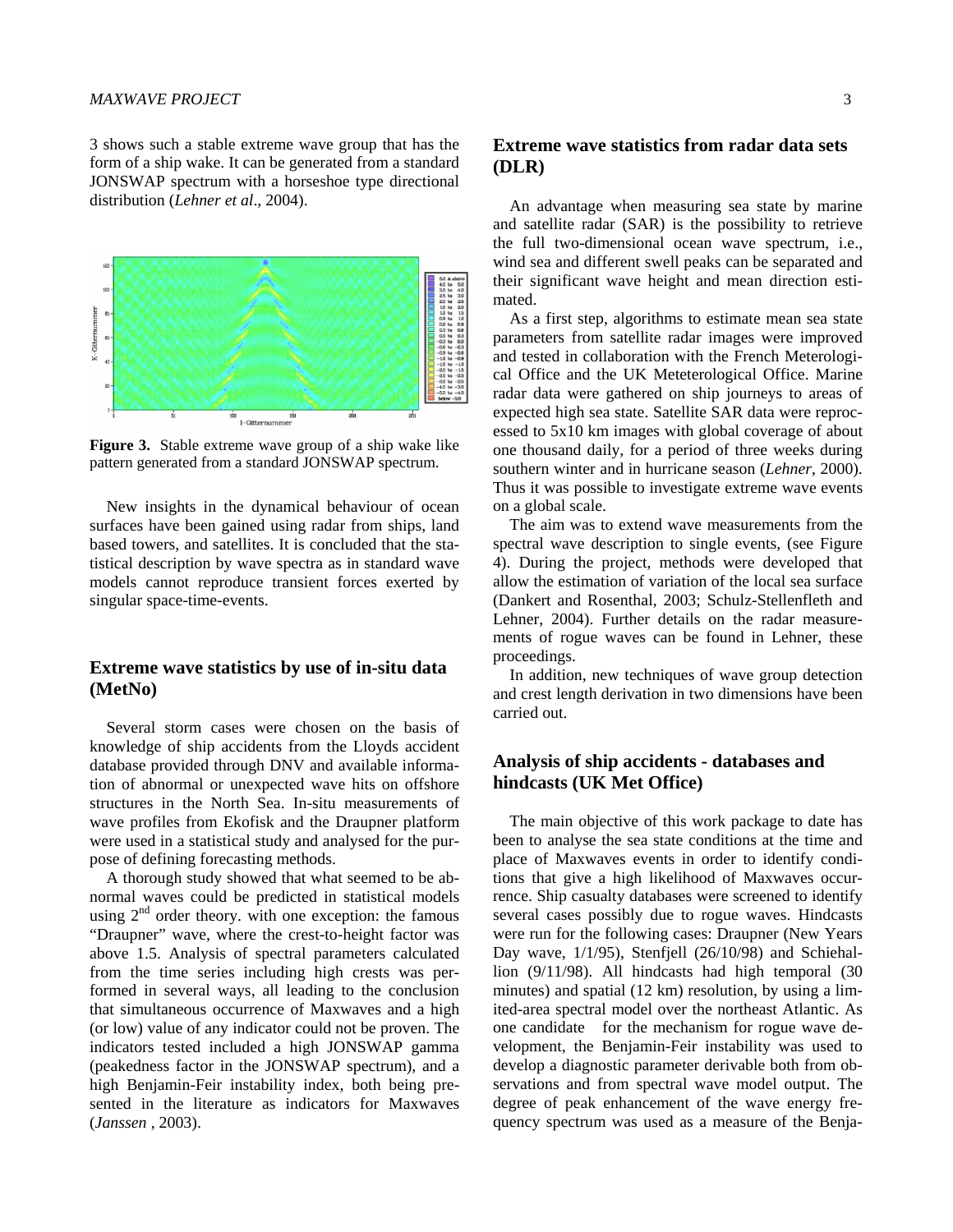3 shows such a stable extreme wave group that has the form of a ship wake. It can be generated from a standard JONSWAP spectrum with a horseshoe type directional distribution (*Lehner et al*., 2004).

**Figure 3.** Stable extreme wave group of a ship wake like pattern generated from a standard JONSWAP spectrum.

New insights in the dynamical behaviour of ocean surfaces have been gained using radar from ships, land based towers, and satellites. It is concluded that the statistical description by wave spectra as in standard wave models cannot reproduce transient forces exerted by singular space-time-events.

## Extreme wave statistics by use of in-situ data (MetNo)

Several storm cases were chosen on the basis of knowledge of ship accidents from the Lloyds accident database provided through DNV and available information of abnormal or unexpected wave hits on offshore structures in the North Sea. In-situ measurements of wave profiles from Ekofisk and the Draupner platform were used in a statistical study and analysed for the purpose of defining forecasting methods.

A thorough study showed that what seemed to be abnormal waves could be predicted in statistical models using 2$^{nd}$ order theory. with one exception: the famous "Draupner" wave, where the crest-to-height factor was above 1.5. Analysis of spectral parameters calculated from the time series including high crests was performed in several ways, all leading to the conclusion that simultaneous occurrence of Maxwaves and a high (or low) value of any indicator could not be proven. The indicators tested included a high JONSWAP gamma (peakedness factor in the JONSWAP spectrum), and a high Benjamin-Feir instability index, both being presented in the literature as indicators for Maxwaves (*Janssen* , 2003).

## Extreme wave statistics from radar data sets (DLR)

An advantage when measuring sea state by marine and satellite radar (SAR) is the possibility to retrieve the full two-dimensional ocean wave spectrum, i.e., wind sea and different swell peaks can be separated and their significant wave height and mean direction estimated.

As a first step, algorithms to estimate mean sea state parameters from satellite radar images were improved and tested in collaboration with the French Meterological Office and the UK Meteterological Office. Marine radar data were gathered on ship journeys to areas of expected high sea state. Satellite SAR data were reprocessed to 5x10 km images with global coverage of about one thousand daily, for a period of three weeks during southern winter and in hurricane season (*Lehner*, 2000). Thus it was possible to investigate extreme wave events on a global scale.

The aim was to extend wave measurements from the spectral wave description to single events, (see Figure 4). During the project, methods were developed that allow the estimation of variation of the local sea surface (Dankert and Rosenthal, 2003; Schulz-Stellenfleth and Lehner, 2004). Further details on the radar measurements of rogue waves can be found in Lehner, these proceedings.

In addition, new techniques of wave group detection and crest length derivation in two dimensions have been carried out.

## Analysis of ship accidents - databases and hindcasts (UK Met Office)

The main objective of this work package to date has been to analyse the sea state conditions at the time and place of Maxwaves events in order to identify conditions that give a high likelihood of Maxwaves occurrence. Ship casualty databases were screened to identify several cases possibly due to rogue waves. Hindcasts were run for the following cases: Draupner (New Years Day wave, 1/1/95), Stenfjell (26/10/98) and Schiehallion (9/11/98). All hindcasts had high temporal (30 minutes) and spatial (12 km) resolution, by using a limited-area spectral model over the northeast Atlantic. As one candidate for the mechanism for rogue wave development, the Benjamin-Feir instability was used to develop a diagnostic parameter derivable both from observations and from spectral wave model output. The degree of peak enhancement of the wave energy frequency spectrum was used as a measure of the Benja-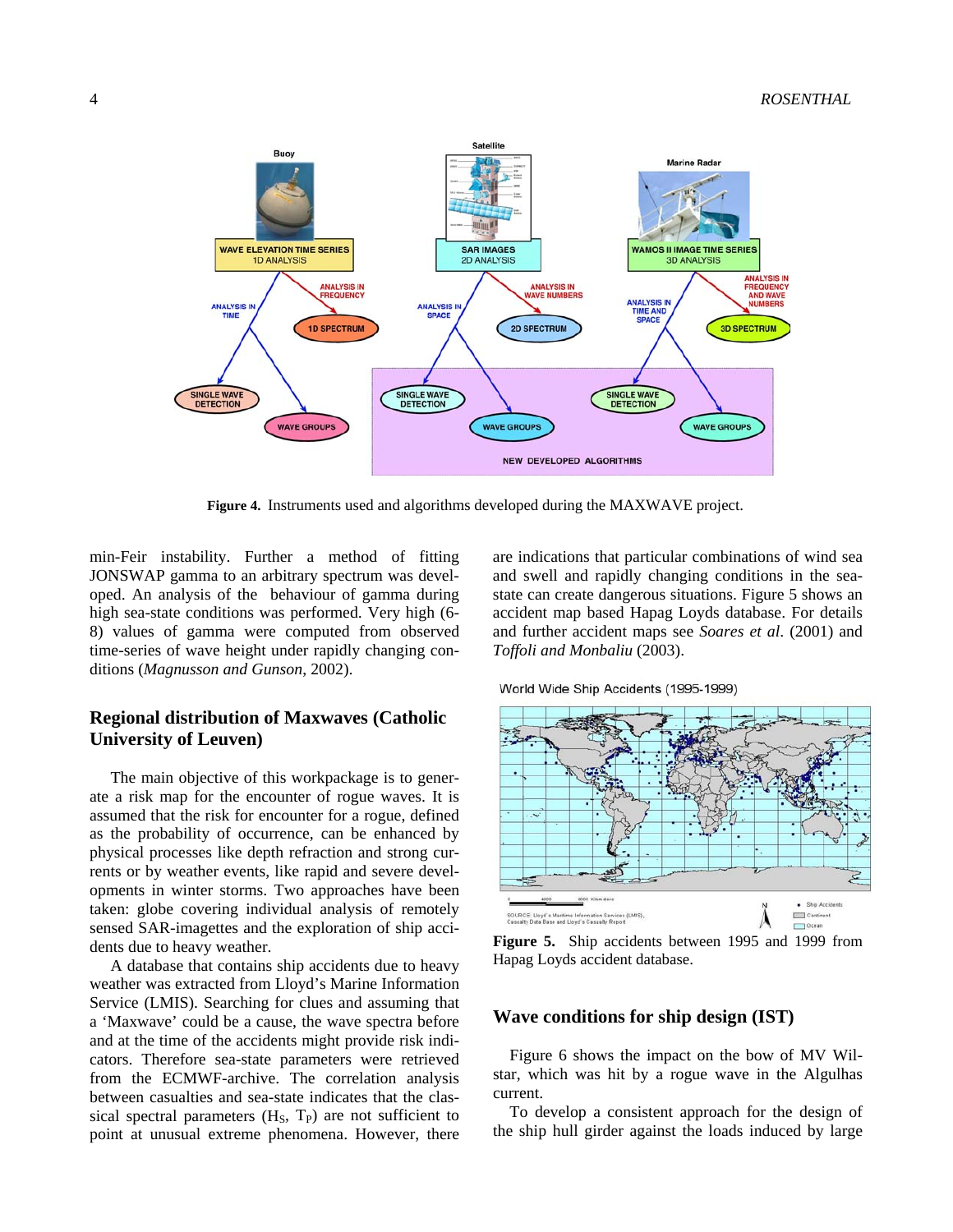**Figure 4.** Instruments used and algorithms developed during the MAXWAVE project.

min-Feir instability. Further a method of fitting JONSWAP gamma to an arbitrary spectrum was developed. An analysis of the behaviour of gamma during high sea-state conditions was performed. Very high (6-8) values of gamma were computed from observed time-series of wave height under rapidly changing conditions (*Magnusson and Gunson*, 2002).

## Regional distribution of Maxwaves (Catholic University of Leuven)

The main objective of this workpackage is to generate a risk map for the encounter of rogue waves. It is assumed that the risk for encounter for a rogue, defined as the probability of occurrence, can be enhanced by physical processes like depth refraction and strong currents or by weather events, like rapid and severe developments in winter storms. Two approaches have been taken: globe covering individual analysis of remotely sensed SAR-imagettes and the exploration of ship accidents due to heavy weather.

A database that contains ship accidents due to heavy weather was extracted from Lloyd's Marine Information Service (LMIS). Searching for clues and assuming that a 'Maxwave' could be a cause, the wave spectra before and at the time of the accidents might provide risk indicators. Therefore sea-state parameters were retrieved from the ECMWF-archive. The correlation analysis between casualties and sea-state indicates that the classical spectral parameters ($H_S$, $T_P$) are not sufficient to point at unusual extreme phenomena. However, there are indications that particular combinations of wind sea and swell and rapidly changing conditions in the sea-state can create dangerous situations. Figure 5 shows an accident map based Hapag Loyds database. For details and further accident maps see *Soares et al*. (2001) and *Toffoli and Monbaliu* (2003).

**Figure 5.** Ship accidents between 1995 and 1999 from Hapag Loyds accident database.

## Wave conditions for ship design (IST)

Figure 6 shows the impact on the bow of MV Wilstar, which was hit by a rogue wave in the Algulhas current.

To develop a consistent approach for the design of the ship hull girder against the loads induced by large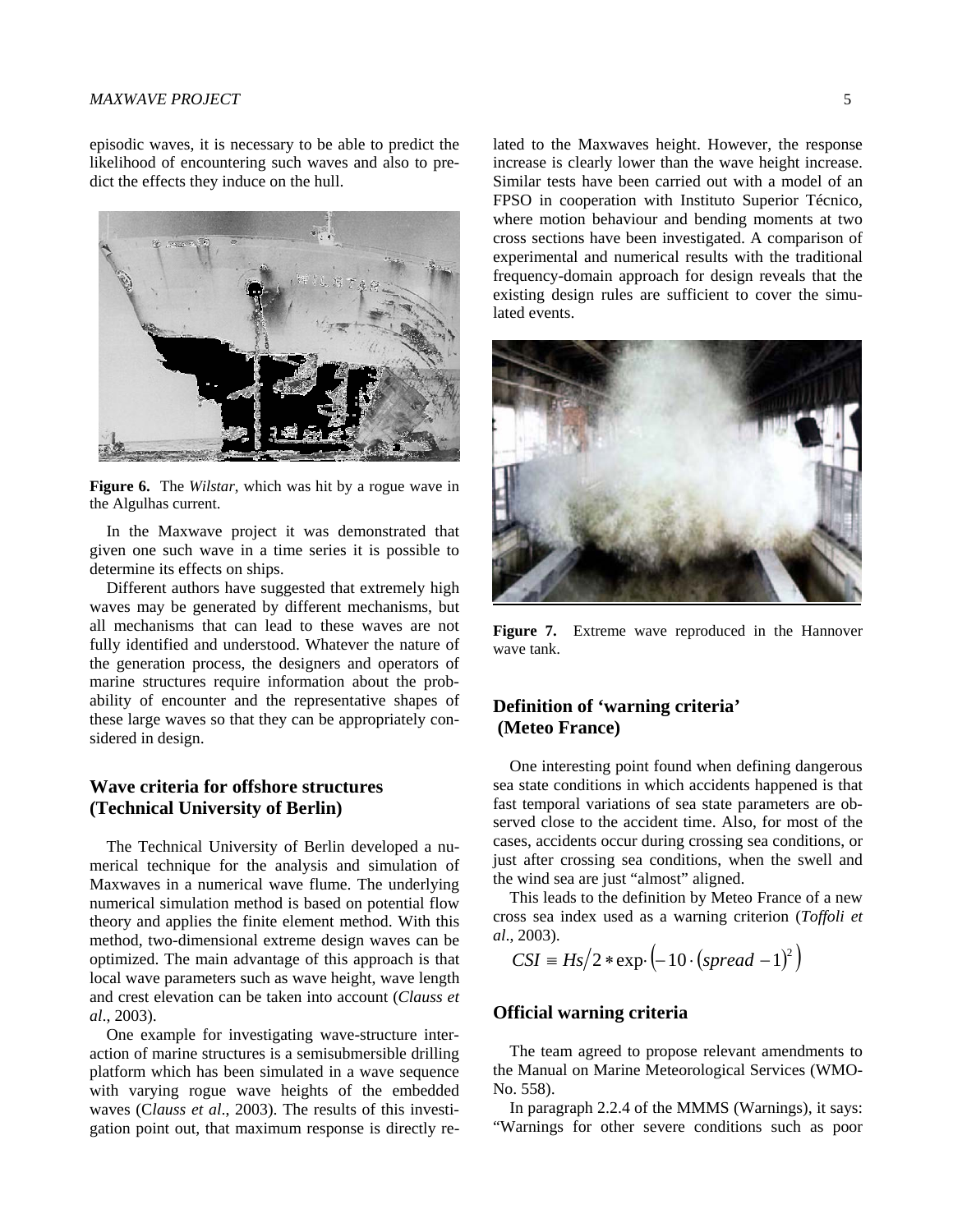episodic waves, it is necessary to be able to predict the likelihood of encountering such waves and also to predict the effects they induce on the hull.

**Figure 6.** The *Wilstar*, which was hit by a rogue wave in the Algulhas current.

In the Maxwave project it was demonstrated that given one such wave in a time series it is possible to determine its effects on ships.

Different authors have suggested that extremely high waves may be generated by different mechanisms, but all mechanisms that can lead to these waves are not fully identified and understood. Whatever the nature of the generation process, the designers and operators of marine structures require information about the probability of encounter and the representative shapes of these large waves so that they can be appropriately considered in design.

## Wave criteria for offshore structures (Technical University of Berlin)

The Technical University of Berlin developed a numerical technique for the analysis and simulation of Maxwaves in a numerical wave flume. The underlying numerical simulation method is based on potential flow theory and applies the finite element method. With this method, two-dimensional extreme design waves can be optimized. The main advantage of this approach is that local wave parameters such as wave height, wave length and crest elevation can be taken into account (*Clauss et al*., 2003).

One example for investigating wave-structure interaction of marine structures is a semisubmersible drilling platform which has been simulated in a wave sequence with varying rogue wave heights of the embedded waves (C*lauss et al*., 2003). The results of this investigation point out, that maximum response is directly related to the Maxwaves height. However, the response increase is clearly lower than the wave height increase. Similar tests have been carried out with a model of an FPSO in cooperation with Instituto Superior Técnico, where motion behaviour and bending moments at two cross sections have been investigated. A comparison of experimental and numerical results with the traditional frequency-domain approach for design reveals that the existing design rules are sufficient to cover the simulated events.

**Figure 7.** Extreme wave reproduced in the Hannover wave tank.

## Definition of 'warning criteria' (Meteo France)

One interesting point found when defining dangerous sea state conditions in which accidents happened is that fast temporal variations of sea state parameters are observed close to the accident time. Also, for most of the cases, accidents occur during crossing sea conditions, or just after crossing sea conditions, when the swell and the wind sea are just "almost" aligned.

This leads to the definition by Meteo France of a new cross sea index used as a warning criterion (*Toffoli et al*., 2003).

$$CSI \equiv Hs/2 * \exp\cdot\left(-10\cdot(spread-1)^2\right)$$

## Official warning criteria

The team agreed to propose relevant amendments to the Manual on Marine Meteorological Services (WMO-No. 558).

In paragraph 2.2.4 of the MMMS (Warnings), it says: "Warnings for other severe conditions such as poor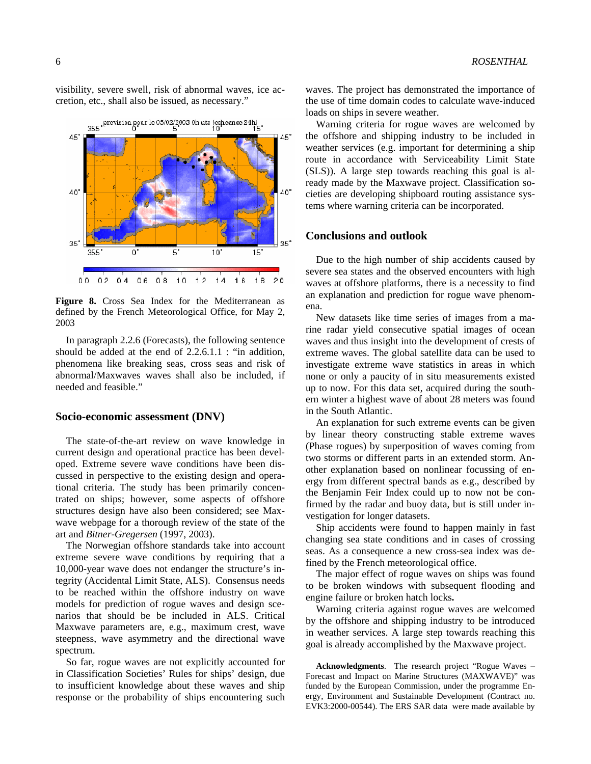visibility, severe swell, risk of abnormal waves, ice accretion, etc., shall also be issued, as necessary."

**Figure 8.** Cross Sea Index for the Mediterranean as defined by the French Meteorological Office, for May 2, 2003

In paragraph 2.2.6 (Forecasts), the following sentence should be added at the end of 2.2.6.1.1 : "in addition, phenomena like breaking seas, cross seas and risk of abnormal/Maxwaves waves shall also be included, if needed and feasible."

## Socio-economic assessment (DNV)

The state-of-the-art review on wave knowledge in current design and operational practice has been developed. Extreme severe wave conditions have been discussed in perspective to the existing design and operational criteria. The study has primarily concentrated on ships; however, some aspects of offshore structures design have also been considered; see Maxwave webpage for a thorough review of the state of the art and *Bitner-Gregersen* (1997, 2003).

The Norwegian offshore standards take into account extreme severe wave conditions by requiring that a 10,000-year wave does not endanger the structure's integrity (Accidental Limit State, ALS). Consensus needs to be reached within the offshore industry on wave models for prediction of rogue waves and design scenarios that should be be included in ALS. Critical Maxwave parameters are, e.g., maximum crest, wave steepness, wave asymmetry and the directional wave spectrum.

So far, rogue waves are not explicitly accounted for in Classification Societies' Rules for ships' design, due to insufficient knowledge about these waves and ship response or the probability of ships encountering such waves. The project has demonstrated the importance of the use of time domain codes to calculate wave-induced loads on ships in severe weather.

Warning criteria for rogue waves are welcomed by the offshore and shipping industry to be included in weather services (e.g. important for determining a ship route in accordance with Serviceability Limit State (SLS)). A large step towards reaching this goal is already made by the Maxwave project. Classification societies are developing shipboard routing assistance systems where warning criteria can be incorporated.

## Conclusions and outlook

Due to the high number of ship accidents caused by severe sea states and the observed encounters with high waves at offshore platforms, there is a necessity to find an explanation and prediction for rogue wave phenomena.

New datasets like time series of images from a marine radar yield consecutive spatial images of ocean waves and thus insight into the development of crests of extreme waves. The global satellite data can be used to investigate extreme wave statistics in areas in which none or only a paucity of in situ measurements existed up to now. For this data set, acquired during the southern winter a highest wave of about 28 meters was found in the South Atlantic.

An explanation for such extreme events can be given by linear theory constructing stable extreme waves (Phase rogues) by superposition of waves coming from two storms or different parts in an extended storm. Another explanation based on nonlinear focussing of energy from different spectral bands as e.g., described by the Benjamin Feir Index could up to now not be confirmed by the radar and buoy data, but is still under investigation for longer datasets.

Ship accidents were found to happen mainly in fast changing sea state conditions and in cases of crossing seas. As a consequence a new cross-sea index was defined by the French meteorological office.

The major effect of rogue waves on ships was found to be broken windows with subsequent flooding and engine failure or broken hatch locks**.**

Warning criteria against rogue waves are welcomed by the offshore and shipping industry to be introduced in weather services. A large step towards reaching this goal is already accomplished by the Maxwave project.

**Acknowledgments**. The research project "Rogue Waves – Forecast and Impact on Marine Structures (MAXWAVE)" was funded by the European Commission, under the programme Energy, Environment and Sustainable Development (Contract no. EVK3:2000-00544). The ERS SAR data were made available by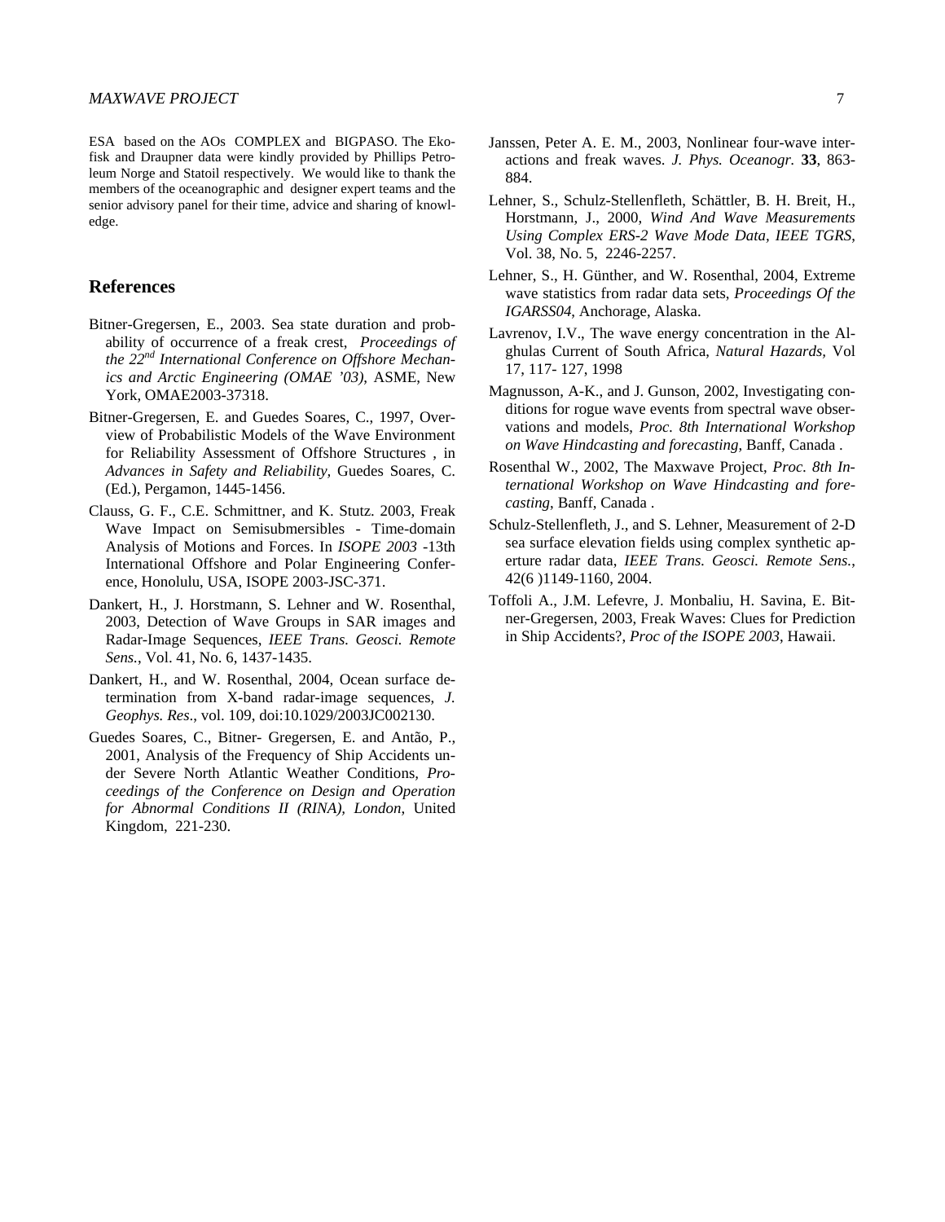ESA based on the AOs COMPLEX and BIGPASO. The Ekofisk and Draupner data were kindly provided by Phillips Petroleum Norge and Statoil respectively. We would like to thank the members of the oceanographic and designer expert teams and the senior advisory panel for their time, advice and sharing of knowledge.

## References

Bitner-Gregersen, E., 2003. Sea state duration and probability of occurrence of a freak crest, *Proceedings of the 22nd International Conference on Offshore Mechanics and Arctic Engineering (OMAE '03)*, ASME, New York, OMAE2003-37318.

Bitner-Gregersen, E. and Guedes Soares, C., 1997, Overview of Probabilistic Models of the Wave Environment for Reliability Assessment of Offshore Structures , in *Advances in Safety and Reliability,* Guedes Soares, C. (Ed.), Pergamon, 1445-1456.

Clauss, G. F., C.E. Schmittner, and K. Stutz. 2003, Freak Wave Impact on Semisubmersibles - Time-domain Analysis of Motions and Forces. In *ISOPE 2003* -13th International Offshore and Polar Engineering Conference, Honolulu, USA, ISOPE 2003-JSC-371.

Dankert, H., J. Horstmann, S. Lehner and W. Rosenthal, 2003, Detection of Wave Groups in SAR images and Radar-Image Sequences, *IEEE Trans. Geosci. Remote Sens.*, Vol. 41, No. 6, 1437-1435.

Dankert, H., and W. Rosenthal, 2004, Ocean surface determination from X-band radar-image sequences, *J. Geophys. Res*., vol. 109, doi:10.1029/2003JC002130.

Guedes Soares, C., Bitner- Gregersen, E. and Antão, P., 2001, Analysis of the Frequency of Ship Accidents under Severe North Atlantic Weather Conditions, *Proceedings of the Conference on Design and Operation for Abnormal Conditions II (RINA), London*, United Kingdom, 221-230.

Janssen, Peter A. E. M., 2003, Nonlinear four-wave interactions and freak waves. *J. Phys. Oceanogr.* **33**, 863-884.

Lehner, S., Schulz-Stellenfleth, Schättler, B. H. Breit, H., Horstmann, J., 2000, *Wind And Wave Measurements Using Complex ERS-2 Wave Mode Data, IEEE TGRS*, Vol. 38, No. 5, 2246-2257.

Lehner, S., H. Günther, and W. Rosenthal, 2004, Extreme wave statistics from radar data sets, *Proceedings Of the IGARSS04*, Anchorage, Alaska.

Lavrenov, I.V., The wave energy concentration in the Alghulas Current of South Africa, *Natural Hazards,* Vol 17, 117- 127, 1998

Magnusson, A-K., and J. Gunson, 2002, Investigating conditions for rogue wave events from spectral wave observations and models, *Proc. 8th International Workshop on Wave Hindcasting and forecasting*, Banff, Canada .

Rosenthal W., 2002, The Maxwave Project, *Proc. 8th International Workshop on Wave Hindcasting and forecasting*, Banff, Canada .

Schulz-Stellenfleth, J., and S. Lehner, Measurement of 2-D sea surface elevation fields using complex synthetic aperture radar data, *IEEE Trans. Geosci. Remote Sens.*, 42(6 )1149-1160, 2004.

Toffoli A., J.M. Lefevre, J. Monbaliu, H. Savina, E. Bitner-Gregersen, 2003, Freak Waves: Clues for Prediction in Ship Accidents?, *Proc of the ISOPE 2003*, Hawaii.